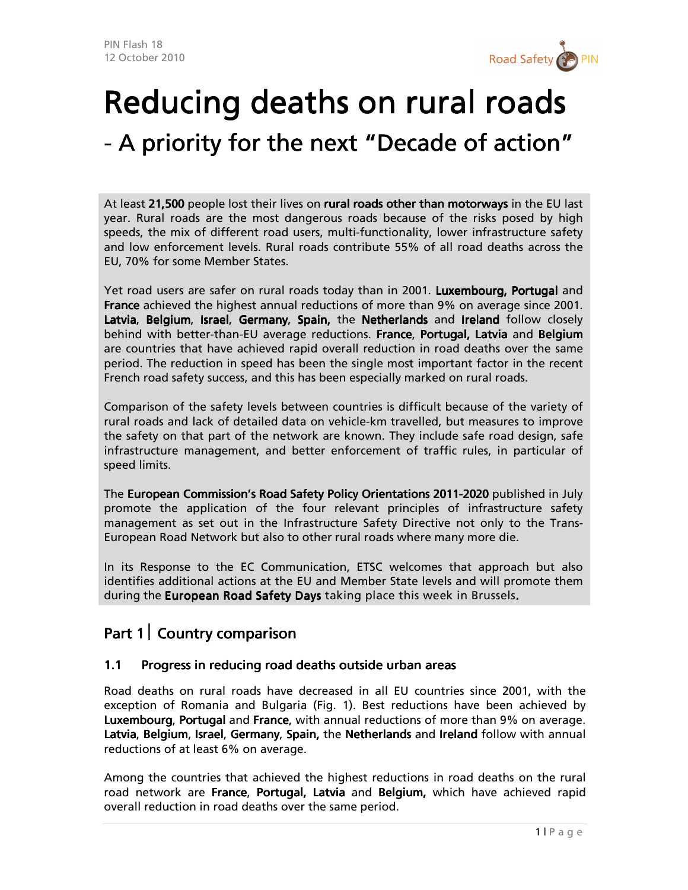# Reducing deaths on rural roads

## - A priority for the next "Decade of action"

At least **21,500** people lost their lives on **rural roads other than motorways** in the EU last year. Rural roads are the most dangerous roads because of the risks posed by high speeds, the mix of different road users, multi-functionality, lower infrastructure safety and low enforcement levels. Rural roads contribute 55% of all road deaths across the EU, 70% for some Member States.

Yet road users are safer on rural roads today than in 2001. **Luxembourg, Portugal** and **France** achieved the highest annual reductions of more than 9% on average since 2001. **Latvia**, **Belgium**, **Israel**, **Germany**, **Spain,** the **Netherlands** and **Ireland** follow closely behind with better-than-EU average reductions. **France**, **Portugal, Latvia** and **Belgium** are countries that have achieved rapid overall reduction in road deaths over the same period. The reduction in speed has been the single most important factor in the recent French road safety success, and this has been especially marked on rural roads.

Comparison of the safety levels between countries is difficult because of the variety of rural roads and lack of detailed data on vehicle-km travelled, but measures to improve the safety on that part of the network are known. They include safe road design, safe infrastructure management, and better enforcement of traffic rules, in particular of speed limits.

The **European Commission's Road Safety Policy Orientations 2011-2020** published in July promote the application of the four relevant principles of infrastructure safety management as set out in the Infrastructure Safety Directive not only to the Trans-European Road Network but also to other rural roads where many more die.

In its Response to the EC Communication, ETSC welcomes that approach but also identifies additional actions at the EU and Member State levels and will promote them during the **European Road Safety Days** taking place this week in Brussels**.**

## Part 1 | Country comparison

### 1.1 Progress in reducing road deaths outside urban areas

Road deaths on rural roads have decreased in all EU countries since 2001, with the exception of Romania and Bulgaria (Fig. 1). Best reductions have been achieved by **Luxembourg**, **Portugal** and **France**, with annual reductions of more than 9% on average. **Latvia**, **Belgium**, **Israel**, **Germany**, **Spain,** the **Netherlands** and **Ireland** follow with annual reductions of at least 6% on average.

Among the countries that achieved the highest reductions in road deaths on the rural road network are **France**, **Portugal, Latvia** and **Belgium,** which have achieved rapid overall reduction in road deaths over the same period.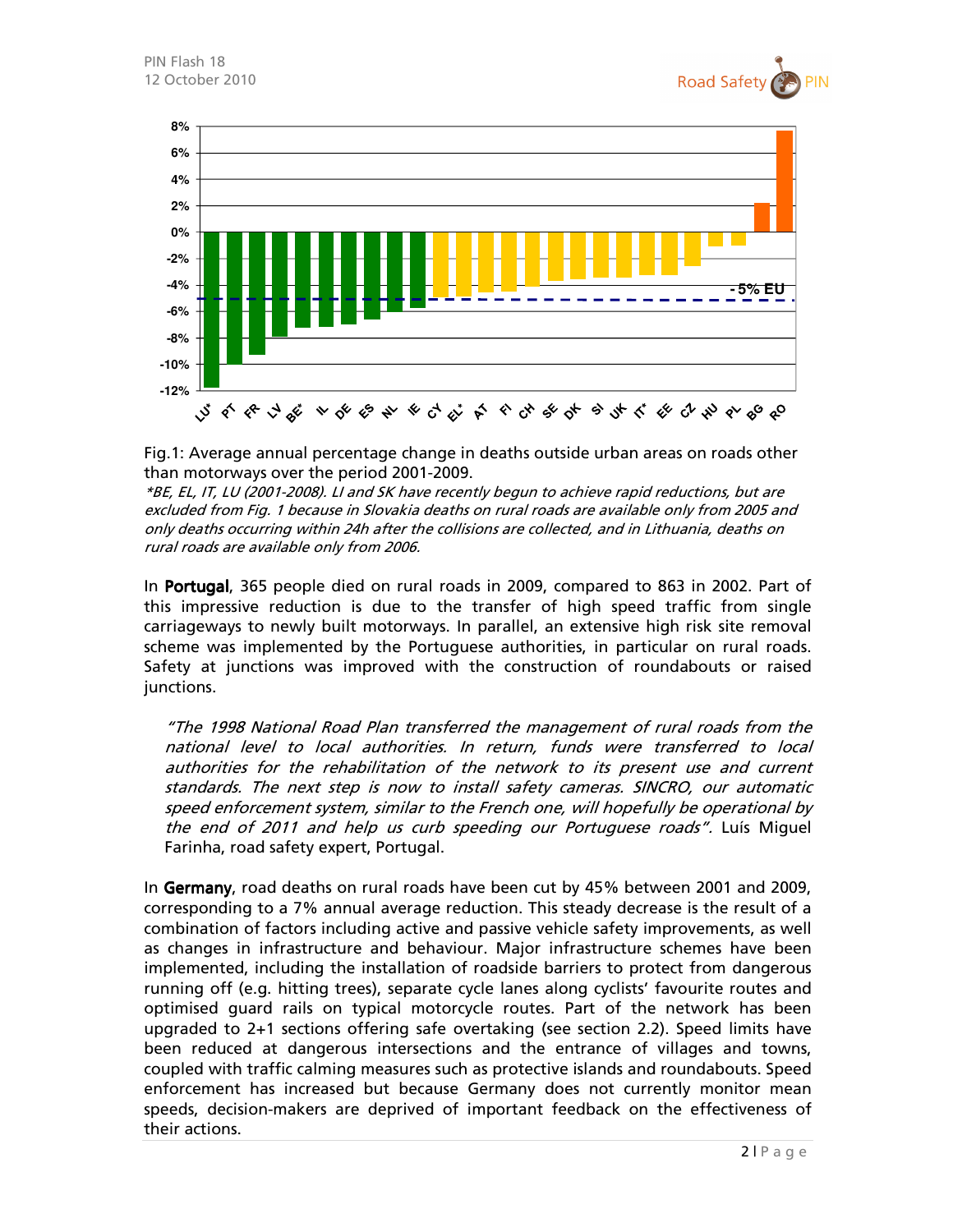Fig.1: Average annual percentage change in deaths outside urban areas on roads other than motorways over the period 2001-2009.

*\*BE, EL, IT, LU (2001-2008). LI and SK have recently begun to achieve rapid reductions, but are excluded from Fig. 1 because in Slovakia deaths on rural roads are available only from 2005 and only deaths occurring within 24h after the collisions are collected, and in Lithuania, deaths on rural roads are available only from 2006.*

In **Portugal**, 365 people died on rural roads in 2009, compared to 863 in 2002. Part of this impressive reduction is due to the transfer of high speed traffic from single carriageways to newly built motorways. In parallel, an extensive high risk site removal scheme was implemented by the Portuguese authorities, in particular on rural roads. Safety at junctions was improved with the construction of roundabouts or raised junctions.

> *"The 1998 National Road Plan transferred the management of rural roads from the national level to local authorities. In return, funds were transferred to local authorities for the rehabilitation of the network to its present use and current standards. The next step is now to install safety cameras. SINCRO, our automatic speed enforcement system, similar to the French one, will hopefully be operational by the end of 2011 and help us curb speeding our Portuguese roads".* Luís Miguel Farinha, road safety expert, Portugal.

In **Germany**, road deaths on rural roads have been cut by 45% between 2001 and 2009, corresponding to a 7% annual average reduction. This steady decrease is the result of a combination of factors including active and passive vehicle safety improvements, as well as changes in infrastructure and behaviour. Major infrastructure schemes have been implemented, including the installation of roadside barriers to protect from dangerous running off (e.g. hitting trees), separate cycle lanes along cyclists' favourite routes and optimised guard rails on typical motorcycle routes. Part of the network has been upgraded to 2+1 sections offering safe overtaking (see section 2.2). Speed limits have been reduced at dangerous intersections and the entrance of villages and towns, coupled with traffic calming measures such as protective islands and roundabouts. Speed enforcement has increased but because Germany does not currently monitor mean speeds, decision-makers are deprived of important feedback on the effectiveness of their actions.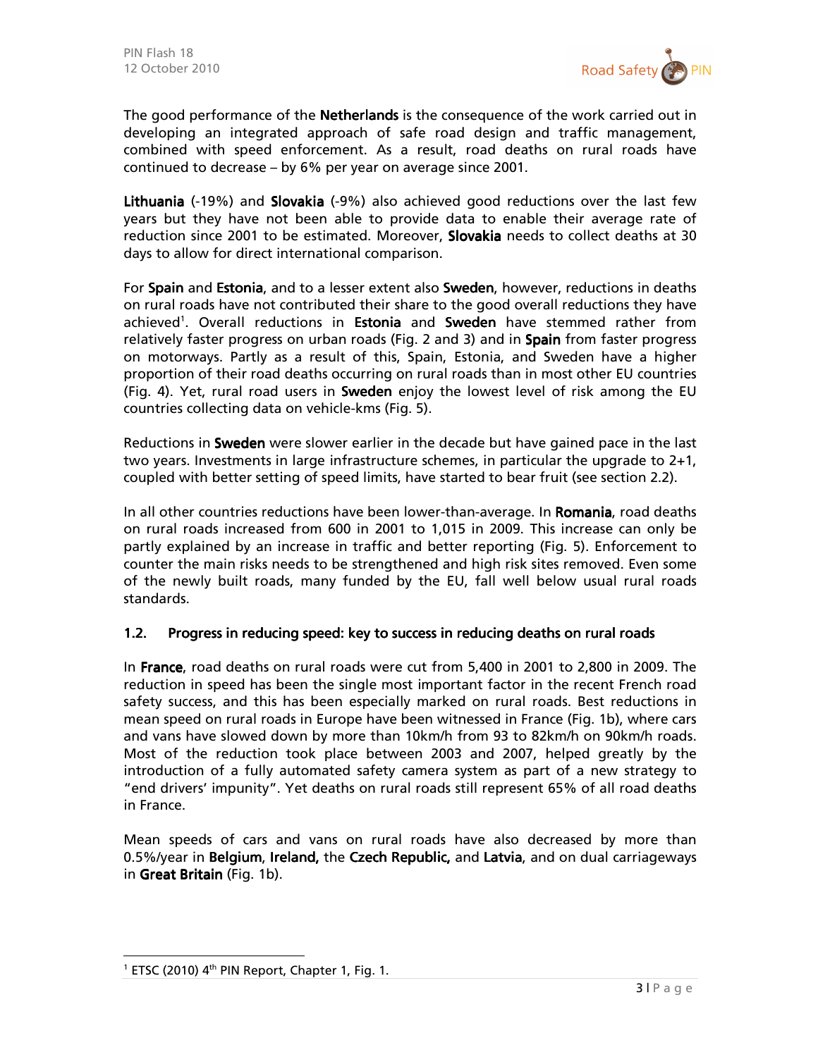The good performance of the **Netherlands** is the consequence of the work carried out in developing an integrated approach of safe road design and traffic management, combined with speed enforcement. As a result, road deaths on rural roads have continued to decrease – by 6% per year on average since 2001.

**Lithuania** (-19%) and **Slovakia** (-9%) also achieved good reductions over the last few years but they have not been able to provide data to enable their average rate of reduction since 2001 to be estimated. Moreover, **Slovakia** needs to collect deaths at 30 days to allow for direct international comparison.

For **Spain** and **Estonia**, and to a lesser extent also **Sweden**, however, reductions in deaths on rural roads have not contributed their share to the good overall reductions they have achieved[1]. Overall reductions in **Estonia** and **Sweden** have stemmed rather from relatively faster progress on urban roads (Fig. 2 and 3) and in **Spain** from faster progress on motorways. Partly as a result of this, Spain, Estonia, and Sweden have a higher proportion of their road deaths occurring on rural roads than in most other EU countries (Fig. 4). Yet, rural road users in **Sweden** enjoy the lowest level of risk among the EU countries collecting data on vehicle-kms (Fig. 5).

Reductions in **Sweden** were slower earlier in the decade but have gained pace in the last two years. Investments in large infrastructure schemes, in particular the upgrade to 2+1, coupled with better setting of speed limits, have started to bear fruit (see section 2.2).

In all other countries reductions have been lower-than-average. In **Romania**, road deaths on rural roads increased from 600 in 2001 to 1,015 in 2009. This increase can only be partly explained by an increase in traffic and better reporting (Fig. 5). Enforcement to counter the main risks needs to be strengthened and high risk sites removed. Even some of the newly built roads, many funded by the EU, fall well below usual rural roads standards.

### 1.2. Progress in reducing speed: key to success in reducing deaths on rural roads

In **France**, road deaths on rural roads were cut from 5,400 in 2001 to 2,800 in 2009. The reduction in speed has been the single most important factor in the recent French road safety success, and this has been especially marked on rural roads. Best reductions in mean speed on rural roads in Europe have been witnessed in France (Fig. 1b), where cars and vans have slowed down by more than 10km/h from 93 to 82km/h on 90km/h roads. Most of the reduction took place between 2003 and 2007, helped greatly by the introduction of a fully automated safety camera system as part of a new strategy to "end drivers' impunity". Yet deaths on rural roads still represent 65% of all road deaths in France.

Mean speeds of cars and vans on rural roads have also decreased by more than 0.5%/year in **Belgium**, **Ireland,** the **Czech Republic,** and **Latvia**, and on dual carriageways in **Great Britain** (Fig. 1b).

---

[1] ETSC (2010) 4th PIN Report, Chapter 1, Fig. 1.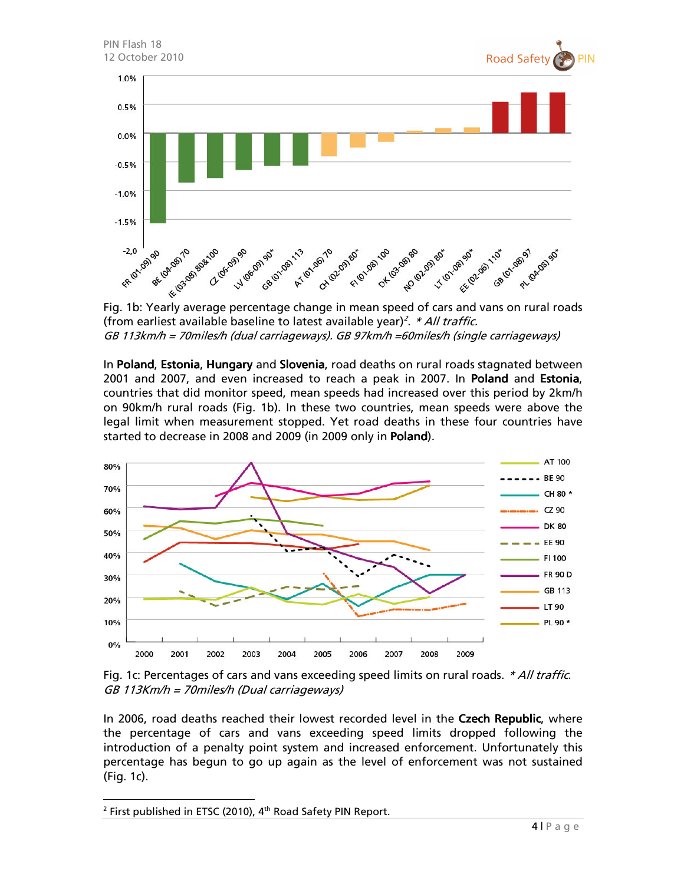Fig. 1b: Yearly average percentage change in mean speed of cars and vans on rural roads (from earliest available baseline to latest available year)[2]. *\* All traffic.*
*GB 113km/h = 70miles/h (dual carriageways). GB 97km/h =60miles/h (single carriageways)*

In **Poland**, **Estonia**, **Hungary** and **Slovenia**, road deaths on rural roads stagnated between 2001 and 2007, and even increased to reach a peak in 2007. In **Poland** and **Estonia**, countries that did monitor speed, mean speeds had increased over this period by 2km/h on 90km/h rural roads (Fig. 1b). In these two countries, mean speeds were above the legal limit when measurement stopped. Yet road deaths in these four countries have started to decrease in 2008 and 2009 (in 2009 only in **Poland**).

Fig. 1c: Percentages of cars and vans exceeding speed limits on rural roads. *\* All traffic.*
*GB 113Km/h = 70miles/h (Dual carriageways)*

In 2006, road deaths reached their lowest recorded level in the **Czech Republic**, where the percentage of cars and vans exceeding speed limits dropped following the introduction of a penalty point system and increased enforcement. Unfortunately this percentage has begun to go up again as the level of enforcement was not sustained (Fig. 1c).

[2] First published in ETSC (2010), 4th Road Safety PIN Report.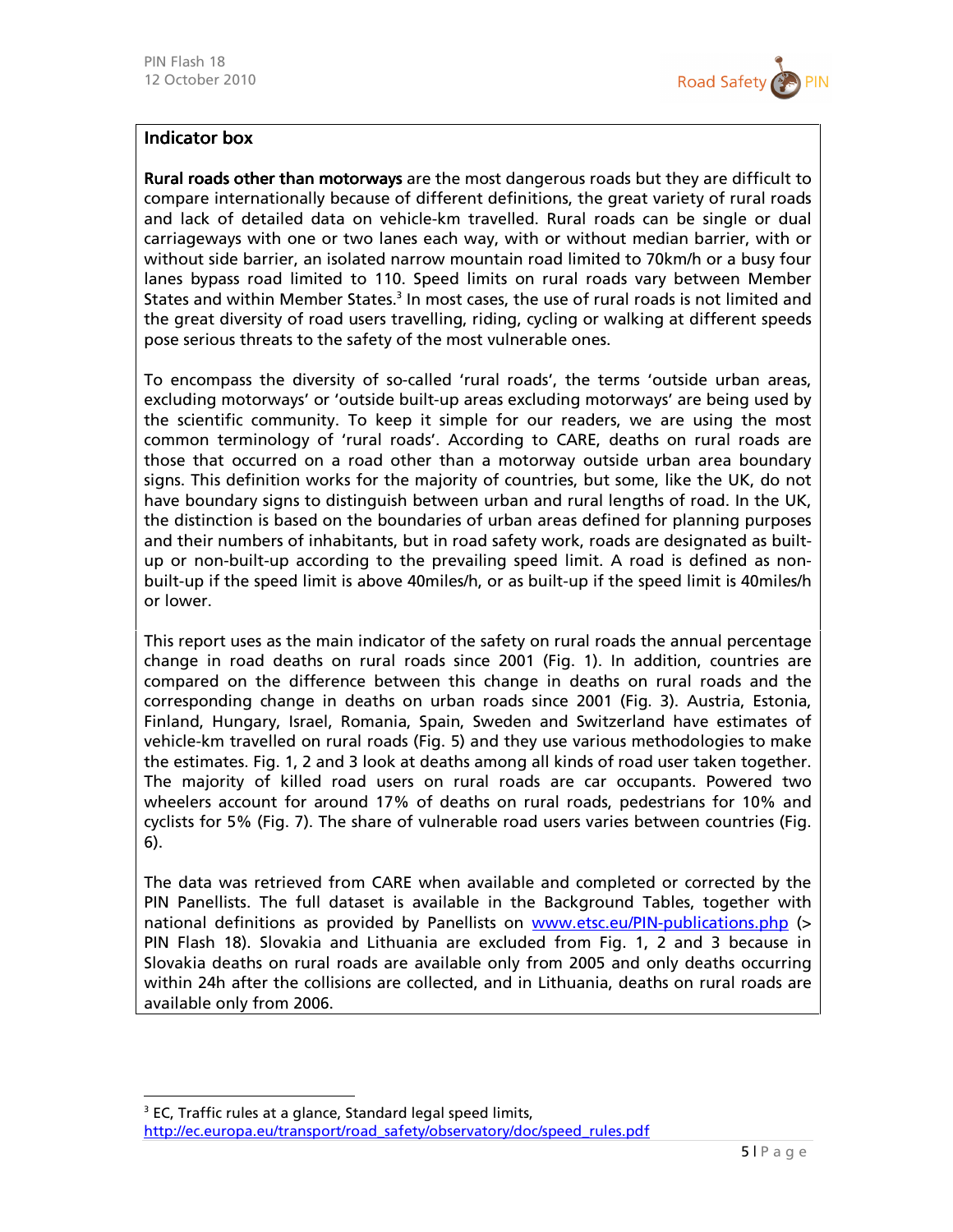## Indicator box

**Rural roads other than motorways** are the most dangerous roads but they are difficult to compare internationally because of different definitions, the great variety of rural roads and lack of detailed data on vehicle-km travelled. Rural roads can be single or dual carriageways with one or two lanes each way, with or without median barrier, with or without side barrier, an isolated narrow mountain road limited to 70km/h or a busy four lanes bypass road limited to 110. Speed limits on rural roads vary between Member States and within Member States.[3] In most cases, the use of rural roads is not limited and the great diversity of road users travelling, riding, cycling or walking at different speeds pose serious threats to the safety of the most vulnerable ones.

To encompass the diversity of so-called 'rural roads', the terms 'outside urban areas, excluding motorways' or 'outside built-up areas excluding motorways' are being used by the scientific community. To keep it simple for our readers, we are using the most common terminology of 'rural roads'. According to CARE, deaths on rural roads are those that occurred on a road other than a motorway outside urban area boundary signs. This definition works for the majority of countries, but some, like the UK, do not have boundary signs to distinguish between urban and rural lengths of road. In the UK, the distinction is based on the boundaries of urban areas defined for planning purposes and their numbers of inhabitants, but in road safety work, roads are designated as built-up or non-built-up according to the prevailing speed limit. A road is defined as non-built-up if the speed limit is above 40miles/h, or as built-up if the speed limit is 40miles/h or lower.

This report uses as the main indicator of the safety on rural roads the annual percentage change in road deaths on rural roads since 2001 (Fig. 1). In addition, countries are compared on the difference between this change in deaths on rural roads and the corresponding change in deaths on urban roads since 2001 (Fig. 3). Austria, Estonia, Finland, Hungary, Israel, Romania, Spain, Sweden and Switzerland have estimates of vehicle-km travelled on rural roads (Fig. 5) and they use various methodologies to make the estimates. Fig. 1, 2 and 3 look at deaths among all kinds of road user taken together. The majority of killed road users on rural roads are car occupants. Powered two wheelers account for around 17% of deaths on rural roads, pedestrians for 10% and cyclists for 5% (Fig. 7). The share of vulnerable road users varies between countries (Fig. 6).

The data was retrieved from CARE when available and completed or corrected by the PIN Panellists. The full dataset is available in the Background Tables, together with national definitions as provided by Panellists on www.etsc.eu/PIN-publications.php (> PIN Flash 18). Slovakia and Lithuania are excluded from Fig. 1, 2 and 3 because in Slovakia deaths on rural roads are available only from 2005 and only deaths occurring within 24h after the collisions are collected, and in Lithuania, deaths on rural roads are available only from 2006.

---

[3] EC, Traffic rules at a glance, Standard legal speed limits, http://ec.europa.eu/transport/road_safety/observatory/doc/speed_rules.pdf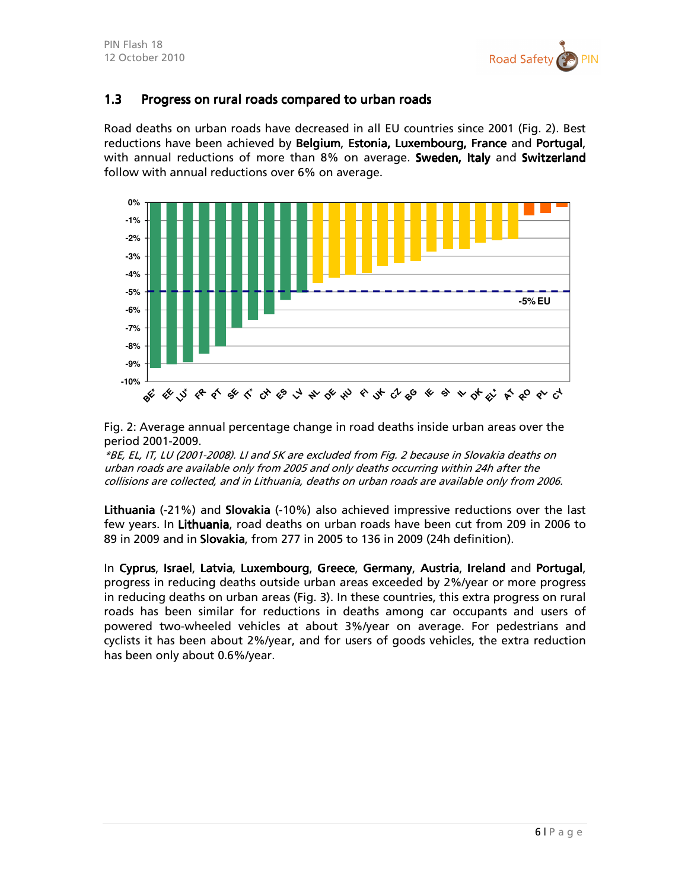### 1.3 Progress on rural roads compared to urban roads

Road deaths on urban roads have decreased in all EU countries since 2001 (Fig. 2). Best reductions have been achieved by **Belgium**, **Estonia, Luxembourg, France** and **Portugal**, with annual reductions of more than 8% on average. **Sweden, Italy** and **Switzerland** follow with annual reductions over 6% on average.

Fig. 2: Average annual percentage change in road deaths inside urban areas over the period 2001-2009.

*\*BE, EL, IT, LU (2001-2008). LI and SK are excluded from Fig. 2 because in Slovakia deaths on urban roads are available only from 2005 and only deaths occurring within 24h after the collisions are collected, and in Lithuania, deaths on urban roads are available only from 2006.*

**Lithuania** (-21%) and **Slovakia** (-10%) also achieved impressive reductions over the last few years. In **Lithuania**, road deaths on urban roads have been cut from 209 in 2006 to 89 in 2009 and in **Slovakia**, from 277 in 2005 to 136 in 2009 (24h definition).

In **Cyprus**, **Israel**, **Latvia**, **Luxembourg**, **Greece**, **Germany**, **Austria**, **Ireland** and **Portugal**, progress in reducing deaths outside urban areas exceeded by 2%/year or more progress in reducing deaths on urban areas (Fig. 3). In these countries, this extra progress on rural roads has been similar for reductions in deaths among car occupants and users of powered two-wheeled vehicles at about 3%/year on average. For pedestrians and cyclists it has been about 2%/year, and for users of goods vehicles, the extra reduction has been only about 0.6%/year.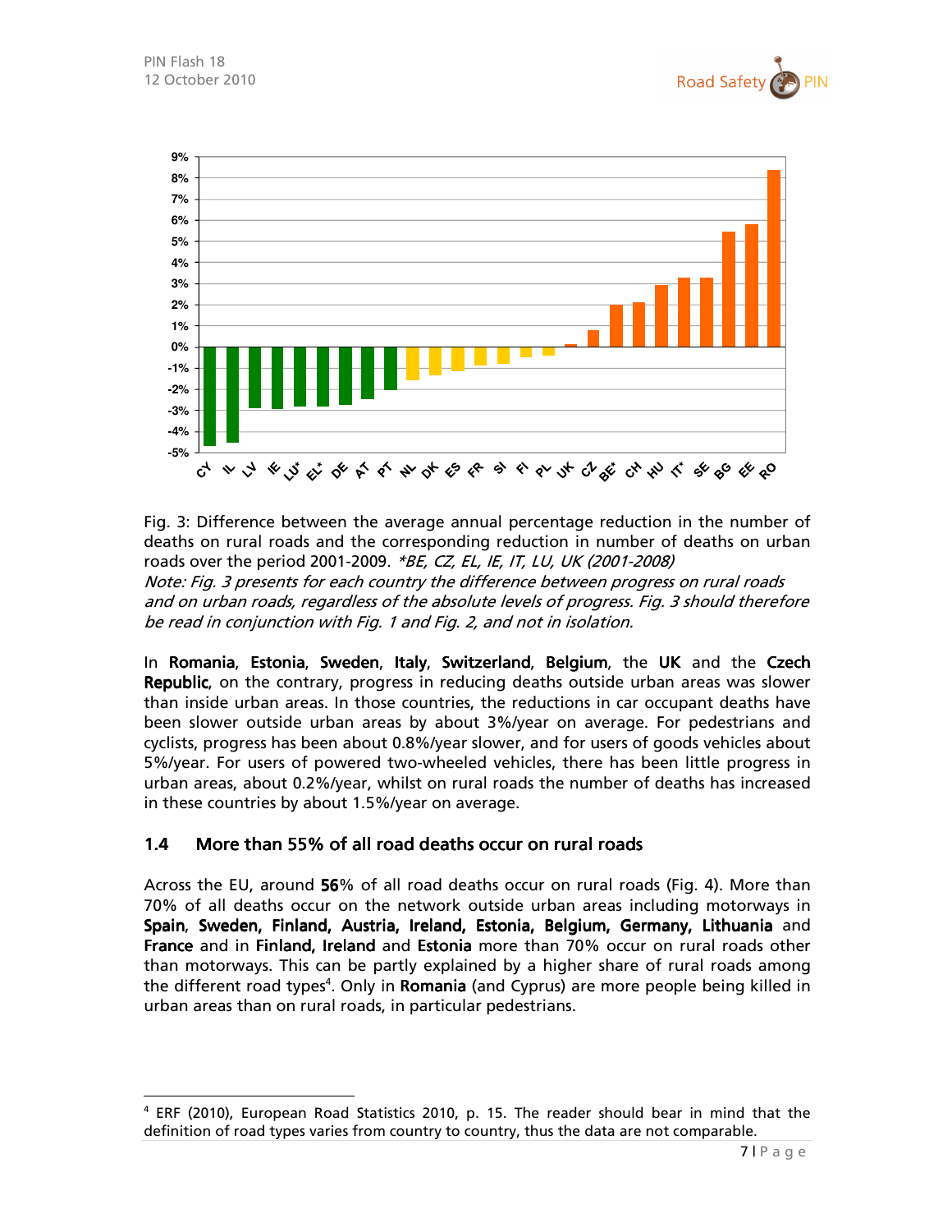Fig. 3: Difference between the average annual percentage reduction in the number of deaths on rural roads and the corresponding reduction in number of deaths on urban roads over the period 2001-2009. *\*BE, CZ, EL, IE, IT, LU, UK (2001-2008)*

*Note: Fig. 3 presents for each country the difference between progress on rural roads and on urban roads, regardless of the absolute levels of progress. Fig. 3 should therefore be read in conjunction with Fig. 1 and Fig. 2, and not in isolation.*

In **Romania**, **Estonia**, **Sweden**, **Italy**, **Switzerland**, **Belgium**, the **UK** and the **Czech Republic**, on the contrary, progress in reducing deaths outside urban areas was slower than inside urban areas. In those countries, the reductions in car occupant deaths have been slower outside urban areas by about 3%/year on average. For pedestrians and cyclists, progress has been about 0.8%/year slower, and for users of goods vehicles about 5%/year. For users of powered two-wheeled vehicles, there has been little progress in urban areas, about 0.2%/year, whilst on rural roads the number of deaths has increased in these countries by about 1.5%/year on average.

### 1.4 More than 55% of all road deaths occur on rural roads

Across the EU, around **56**% of all road deaths occur on rural roads (Fig. 4). More than 70% of all deaths occur on the network outside urban areas including motorways in **Spain**, **Sweden, Finland, Austria, Ireland, Estonia, Belgium, Germany, Lithuania** and **France** and in **Finland, Ireland** and **Estonia** more than 70% occur on rural roads other than motorways. This can be partly explained by a higher share of rural roads among the different road types[4]. Only in **Romania** (and Cyprus) are more people being killed in urban areas than on rural roads, in particular pedestrians.

[4] ERF (2010), European Road Statistics 2010, p. 15. The reader should bear in mind that the definition of road types varies from country to country, thus the data are not comparable.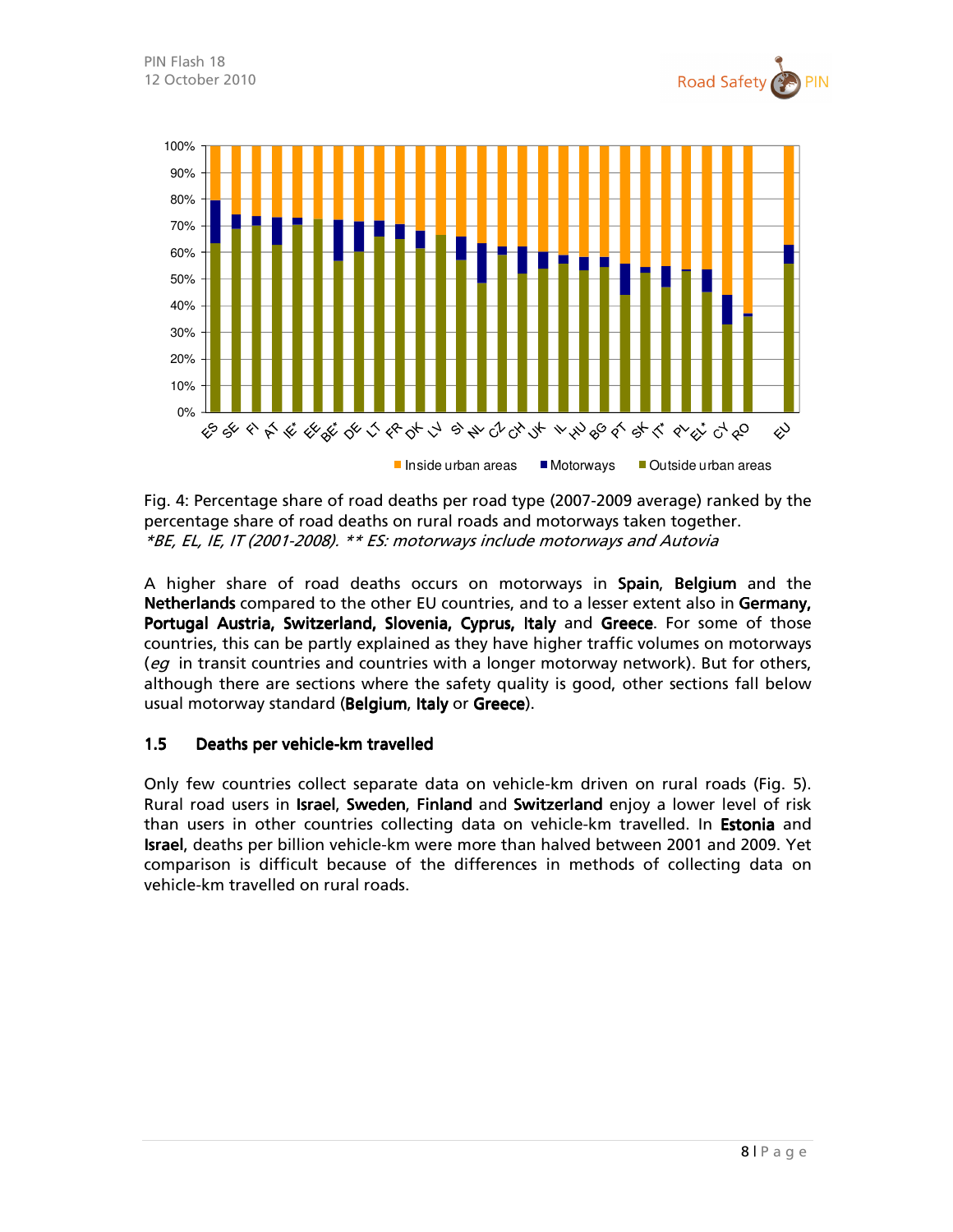Fig. 4: Percentage share of road deaths per road type (2007-2009 average) ranked by the percentage share of road deaths on rural roads and motorways taken together.
*\*BE, EL, IE, IT (2001-2008). \*\* ES: motorways include motorways and Autovia*

A higher share of road deaths occurs on motorways in **Spain**, **Belgium** and the **Netherlands** compared to the other EU countries, and to a lesser extent also in **Germany, Portugal Austria, Switzerland, Slovenia, Cyprus, Italy** and **Greece**. For some of those countries, this can be partly explained as they have higher traffic volumes on motorways (*eg* in transit countries and countries with a longer motorway network). But for others, although there are sections where the safety quality is good, other sections fall below usual motorway standard (**Belgium**, **Italy** or **Greece**).

### 1.5 Deaths per vehicle-km travelled

Only few countries collect separate data on vehicle-km driven on rural roads (Fig. 5). Rural road users in **Israel**, **Sweden**, **Finland** and **Switzerland** enjoy a lower level of risk than users in other countries collecting data on vehicle-km travelled. In **Estonia** and **Israel**, deaths per billion vehicle-km were more than halved between 2001 and 2009. Yet comparison is difficult because of the differences in methods of collecting data on vehicle-km travelled on rural roads.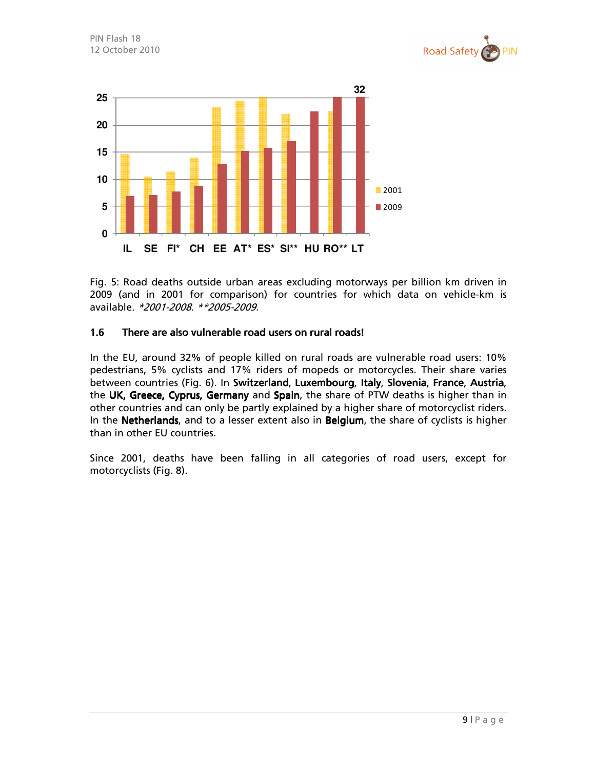Fig. 5: Road deaths outside urban areas excluding motorways per billion km driven in 2009 (and in 2001 for comparison) for countries for which data on vehicle-km is available. *\*2001-2008. \*\*2005-2009.*

### 1.6 There are also vulnerable road users on rural roads!

In the EU, around 32% of people killed on rural roads are vulnerable road users: 10% pedestrians, 5% cyclists and 17% riders of mopeds or motorcycles. Their share varies between countries (Fig. 6). In **Switzerland**, **Luxembourg**, **Italy**, **Slovenia**, **France**, **Austria**, the **UK, Greece, Cyprus, Germany** and **Spain**, the share of PTW deaths is higher than in other countries and can only be partly explained by a higher share of motorcyclist riders. In the **Netherlands**, and to a lesser extent also in **Belgium**, the share of cyclists is higher than in other EU countries.

Since 2001, deaths have been falling in all categories of road users, except for motorcyclists (Fig. 8).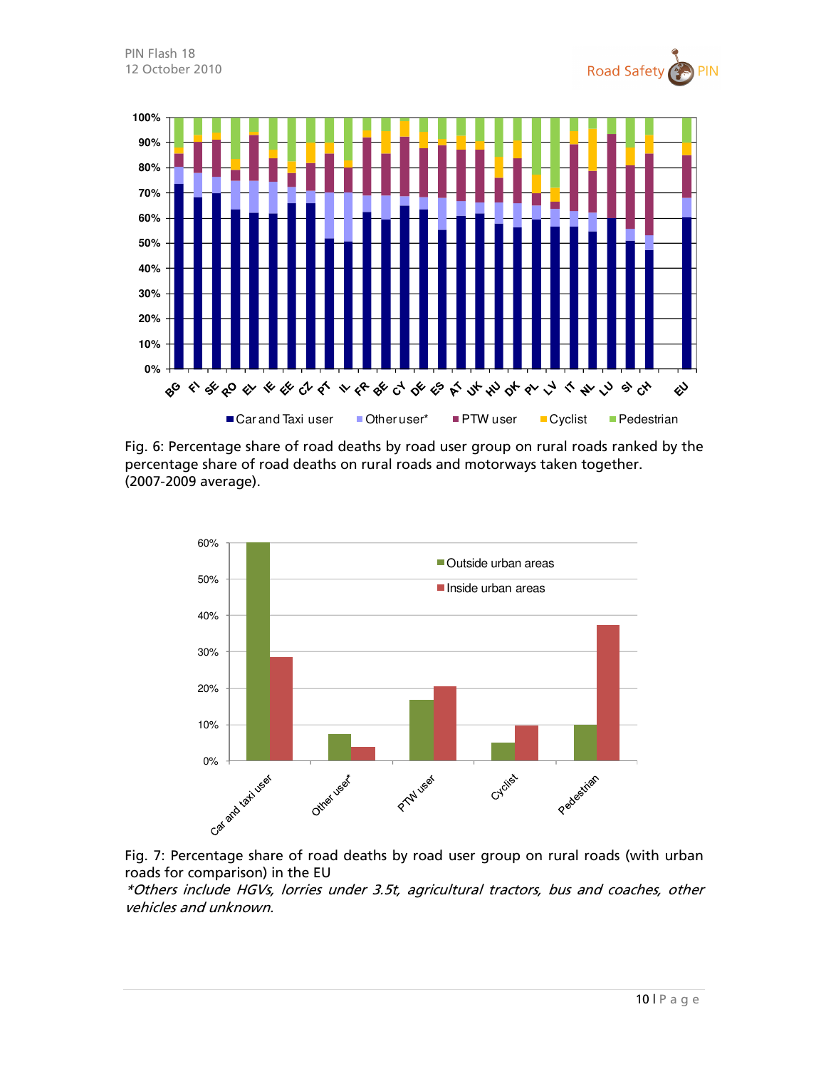Fig. 6: Percentage share of road deaths by road user group on rural roads ranked by the percentage share of road deaths on rural roads and motorways taken together. (2007-2009 average).

Fig. 7: Percentage share of road deaths by road user group on rural roads (with urban roads for comparison) in the EU

*\*Others include HGVs, lorries under 3.5t, agricultural tractors, bus and coaches, other vehicles and unknown.*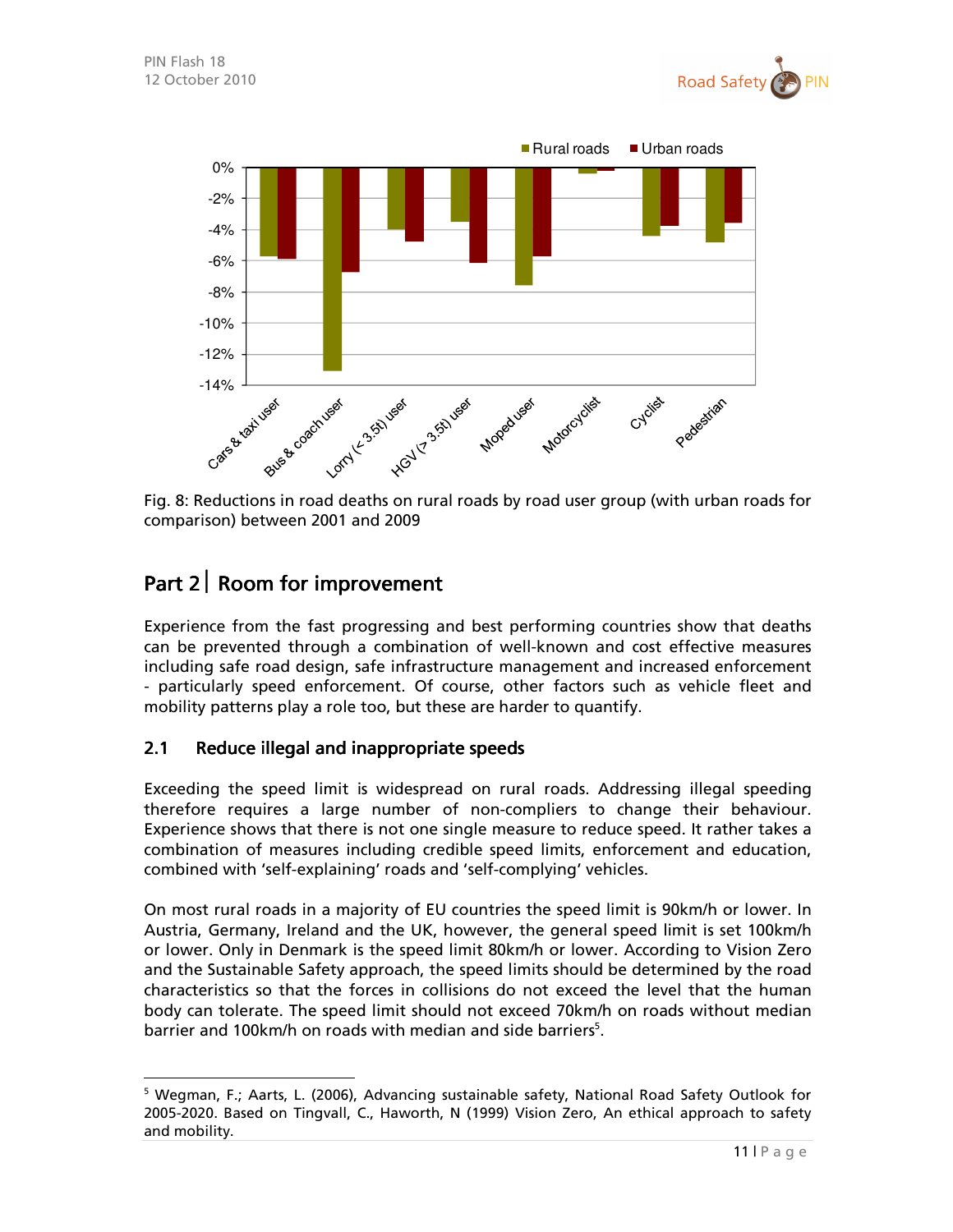Fig. 8: Reductions in road deaths on rural roads by road user group (with urban roads for comparison) between 2001 and 2009

## Part 2 | Room for improvement

Experience from the fast progressing and best performing countries show that deaths can be prevented through a combination of well-known and cost effective measures including safe road design, safe infrastructure management and increased enforcement - particularly speed enforcement. Of course, other factors such as vehicle fleet and mobility patterns play a role too, but these are harder to quantify.

### 2.1 Reduce illegal and inappropriate speeds

Exceeding the speed limit is widespread on rural roads. Addressing illegal speeding therefore requires a large number of non-compliers to change their behaviour. Experience shows that there is not one single measure to reduce speed. It rather takes a combination of measures including credible speed limits, enforcement and education, combined with 'self-explaining' roads and 'self-complying' vehicles.

On most rural roads in a majority of EU countries the speed limit is 90km/h or lower. In Austria, Germany, Ireland and the UK, however, the general speed limit is set 100km/h or lower. Only in Denmark is the speed limit 80km/h or lower. According to Vision Zero and the Sustainable Safety approach, the speed limits should be determined by the road characteristics so that the forces in collisions do not exceed the level that the human body can tolerate. The speed limit should not exceed 70km/h on roads without median barrier and 100km/h on roads with median and side barriers[5].

[5] Wegman, F.; Aarts, L. (2006), Advancing sustainable safety, National Road Safety Outlook for 2005-2020. Based on Tingvall, C., Haworth, N (1999) Vision Zero, An ethical approach to safety and mobility.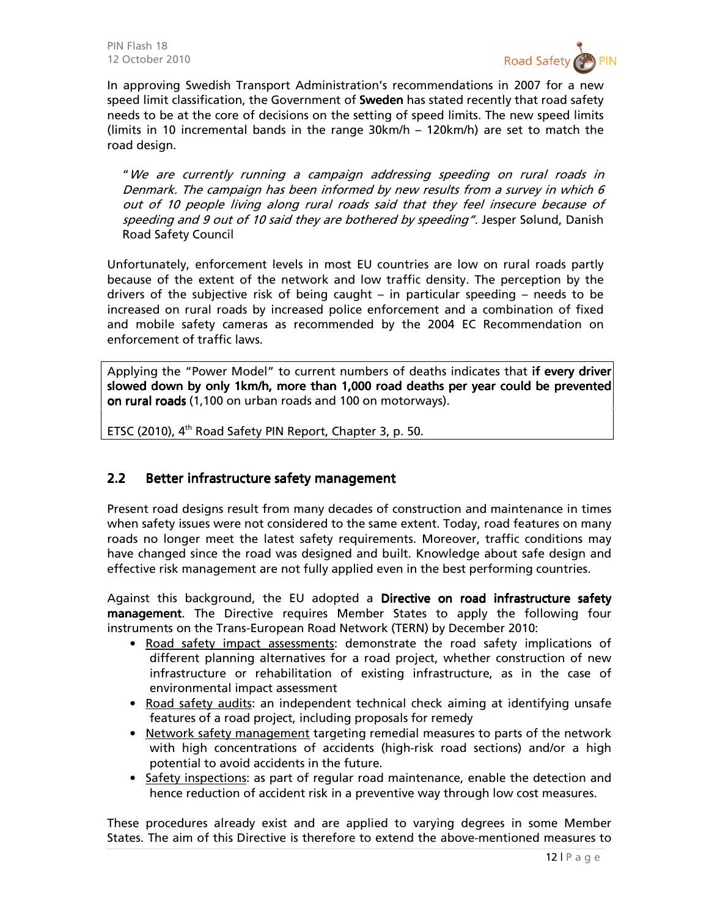In approving Swedish Transport Administration's recommendations in 2007 for a new speed limit classification, the Government of **Sweden** has stated recently that road safety needs to be at the core of decisions on the setting of speed limits. The new speed limits (limits in 10 incremental bands in the range 30km/h – 120km/h) are set to match the road design.

> "*We are currently running a campaign addressing speeding on rural roads in Denmark. The campaign has been informed by new results from a survey in which 6 out of 10 people living along rural roads said that they feel insecure because of speeding and 9 out of 10 said they are bothered by speeding"*. Jesper Sølund, Danish Road Safety Council

Unfortunately, enforcement levels in most EU countries are low on rural roads partly because of the extent of the network and low traffic density. The perception by the drivers of the subjective risk of being caught – in particular speeding – needs to be increased on rural roads by increased police enforcement and a combination of fixed and mobile safety cameras as recommended by the 2004 EC Recommendation on enforcement of traffic laws.

> Applying the "Power Model" to current numbers of deaths indicates that **if every driver slowed down by only 1km/h, more than 1,000 road deaths per year could be prevented on rural roads** (1,100 on urban roads and 100 on motorways).
>
> ETSC (2010), 4th Road Safety PIN Report, Chapter 3, p. 50.

## 2.2 Better infrastructure safety management

Present road designs result from many decades of construction and maintenance in times when safety issues were not considered to the same extent. Today, road features on many roads no longer meet the latest safety requirements. Moreover, traffic conditions may have changed since the road was designed and built. Knowledge about safe design and effective risk management are not fully applied even in the best performing countries.

Against this background, the EU adopted a **Directive on road infrastructure safety management**. The Directive requires Member States to apply the following four instruments on the Trans-European Road Network (TERN) by December 2010:

- Road safety impact assessments: demonstrate the road safety implications of different planning alternatives for a road project, whether construction of new infrastructure or rehabilitation of existing infrastructure, as in the case of environmental impact assessment
- Road safety audits: an independent technical check aiming at identifying unsafe features of a road project, including proposals for remedy
- Network safety management targeting remedial measures to parts of the network with high concentrations of accidents (high-risk road sections) and/or a high potential to avoid accidents in the future.
- Safety inspections: as part of regular road maintenance, enable the detection and hence reduction of accident risk in a preventive way through low cost measures.

These procedures already exist and are applied to varying degrees in some Member States. The aim of this Directive is therefore to extend the above-mentioned measures to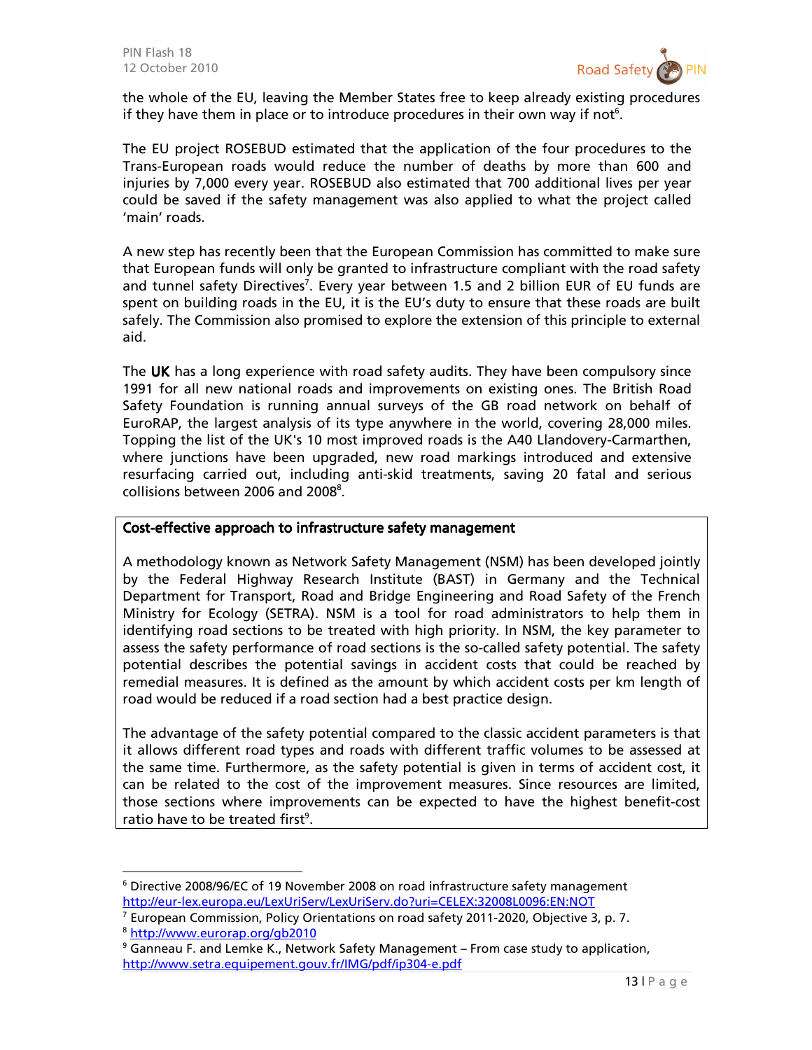the whole of the EU, leaving the Member States free to keep already existing procedures if they have them in place or to introduce procedures in their own way if not[6].

The EU project ROSEBUD estimated that the application of the four procedures to the Trans-European roads would reduce the number of deaths by more than 600 and injuries by 7,000 every year. ROSEBUD also estimated that 700 additional lives per year could be saved if the safety management was also applied to what the project called 'main' roads.

A new step has recently been that the European Commission has committed to make sure that European funds will only be granted to infrastructure compliant with the road safety and tunnel safety Directives[7]. Every year between 1.5 and 2 billion EUR of EU funds are spent on building roads in the EU, it is the EU's duty to ensure that these roads are built safely. The Commission also promised to explore the extension of this principle to external aid.

The **UK** has a long experience with road safety audits. They have been compulsory since 1991 for all new national roads and improvements on existing ones. The British Road Safety Foundation is running annual surveys of the GB road network on behalf of EuroRAP, the largest analysis of its type anywhere in the world, covering 28,000 miles. Topping the list of the UK's 10 most improved roads is the A40 Llandovery-Carmarthen, where junctions have been upgraded, new road markings introduced and extensive resurfacing carried out, including anti-skid treatments, saving 20 fatal and serious collisions between 2006 and 2008[8].

**Cost-effective approach to infrastructure safety management**

A methodology known as Network Safety Management (NSM) has been developed jointly by the Federal Highway Research Institute (BAST) in Germany and the Technical Department for Transport, Road and Bridge Engineering and Road Safety of the French Ministry for Ecology (SETRA). NSM is a tool for road administrators to help them in identifying road sections to be treated with high priority. In NSM, the key parameter to assess the safety performance of road sections is the so-called safety potential. The safety potential describes the potential savings in accident costs that could be reached by remedial measures. It is defined as the amount by which accident costs per km length of road would be reduced if a road section had a best practice design.

The advantage of the safety potential compared to the classic accident parameters is that it allows different road types and roads with different traffic volumes to be assessed at the same time. Furthermore, as the safety potential is given in terms of accident cost, it can be related to the cost of the improvement measures. Since resources are limited, those sections where improvements can be expected to have the highest benefit-cost ratio have to be treated first[9].

---

[6] Directive 2008/96/EC of 19 November 2008 on road infrastructure safety management http://eur-lex.europa.eu/LexUriServ/LexUriServ.do?uri=CELEX:32008L0096:EN:NOT

[7] European Commission, Policy Orientations on road safety 2011-2020, Objective 3, p. 7.

[8] http://www.eurorap.org/gb2010

[9] Ganneau F. and Lemke K., Network Safety Management – From case study to application, http://www.setra.equipement.gouv.fr/IMG/pdf/ip304-e.pdf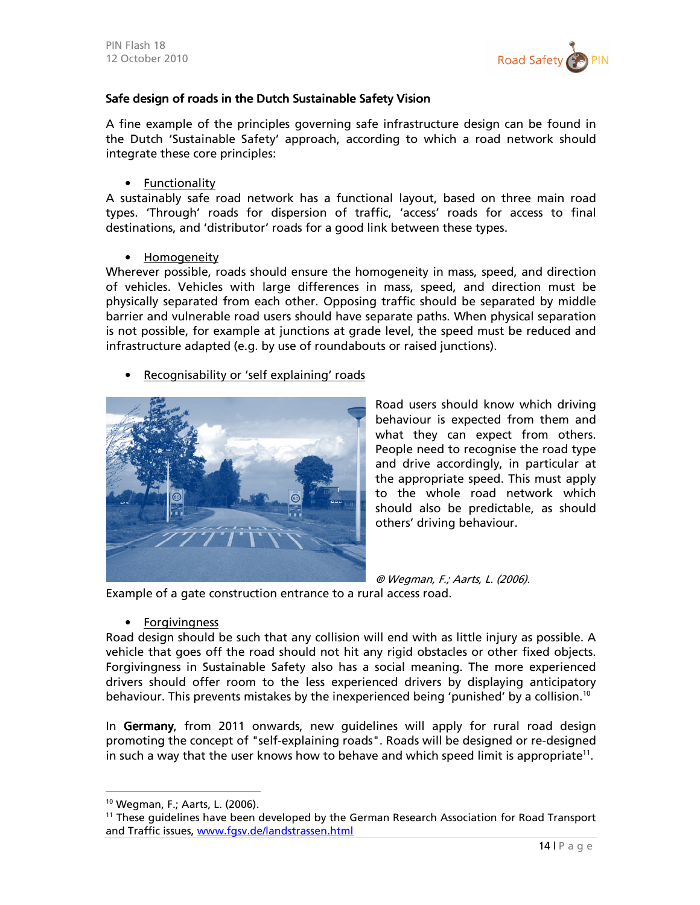## Safe design of roads in the Dutch Sustainable Safety Vision

A fine example of the principles governing safe infrastructure design can be found in the Dutch 'Sustainable Safety' approach, according to which a road network should integrate these core principles:

- Functionality

A sustainably safe road network has a functional layout, based on three main road types. 'Through' roads for dispersion of traffic, 'access' roads for access to final destinations, and 'distributor' roads for a good link between these types.

- Homogeneity

Wherever possible, roads should ensure the homogeneity in mass, speed, and direction of vehicles. Vehicles with large differences in mass, speed, and direction must be physically separated from each other. Opposing traffic should be separated by middle barrier and vulnerable road users should have separate paths. When physical separation is not possible, for example at junctions at grade level, the speed must be reduced and infrastructure adapted (e.g. by use of roundabouts or raised junctions).

- Recognisability or 'self explaining' roads

Road users should know which driving behaviour is expected from them and what they can expect from others. People need to recognise the road type and drive accordingly, in particular at the appropriate speed. This must apply to the whole road network which should also be predictable, as should others' driving behaviour.

*® Wegman, F.; Aarts, L. (2006).*

Example of a gate construction entrance to a rural access road.

- Forgivingness

Road design should be such that any collision will end with as little injury as possible. A vehicle that goes off the road should not hit any rigid obstacles or other fixed objects. Forgivingness in Sustainable Safety also has a social meaning. The more experienced drivers should offer room to the less experienced drivers by displaying anticipatory behaviour. This prevents mistakes by the inexperienced being 'punished' by a collision.[10]

In **Germany**, from 2011 onwards, new guidelines will apply for rural road design promoting the concept of "self-explaining roads". Roads will be designed or re-designed in such a way that the user knows how to behave and which speed limit is appropriate[11].

---

[10] Wegman, F.; Aarts, L. (2006).

[11] These guidelines have been developed by the German Research Association for Road Transport and Traffic issues, www.fgsv.de/landstrassen.html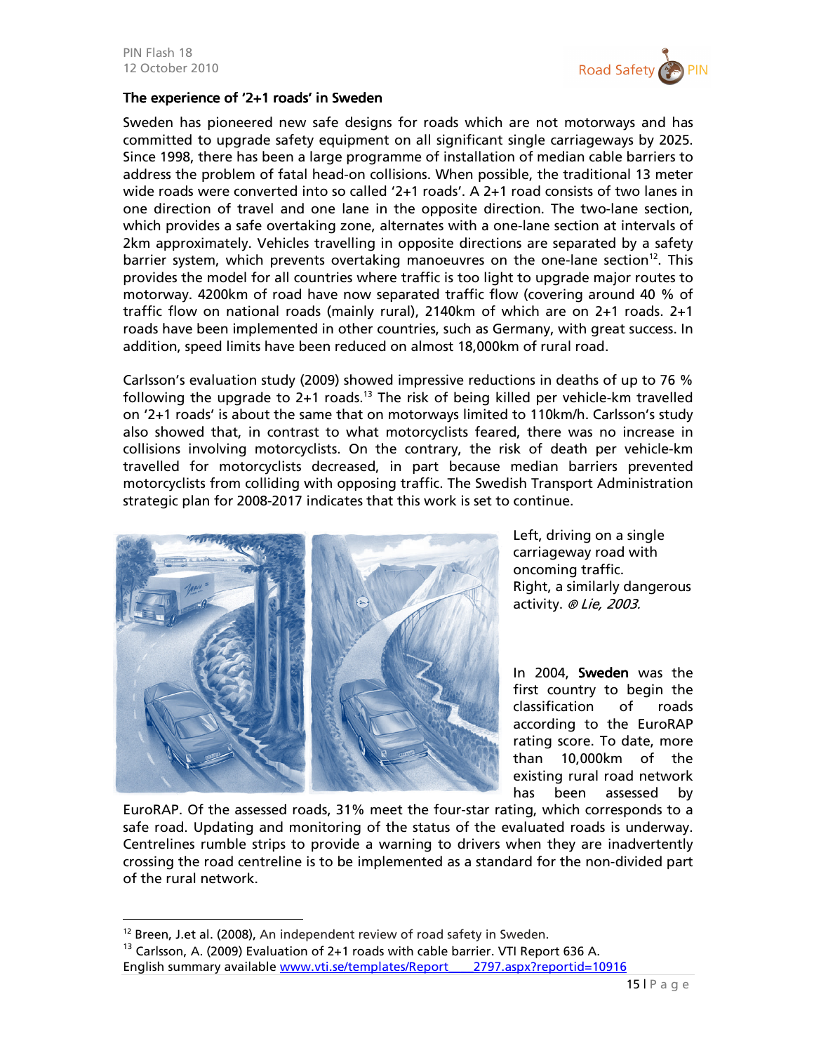### The experience of '2+1 roads' in Sweden

Sweden has pioneered new safe designs for roads which are not motorways and has committed to upgrade safety equipment on all significant single carriageways by 2025. Since 1998, there has been a large programme of installation of median cable barriers to address the problem of fatal head-on collisions. When possible, the traditional 13 meter wide roads were converted into so called '2+1 roads'. A 2+1 road consists of two lanes in one direction of travel and one lane in the opposite direction. The two-lane section, which provides a safe overtaking zone, alternates with a one-lane section at intervals of 2km approximately. Vehicles travelling in opposite directions are separated by a safety barrier system, which prevents overtaking manoeuvres on the one-lane section[12]. This provides the model for all countries where traffic is too light to upgrade major routes to motorway. 4200km of road have now separated traffic flow (covering around 40 % of traffic flow on national roads (mainly rural), 2140km of which are on 2+1 roads. 2+1 roads have been implemented in other countries, such as Germany, with great success. In addition, speed limits have been reduced on almost 18,000km of rural road.

Carlsson's evaluation study (2009) showed impressive reductions in deaths of up to 76 % following the upgrade to 2+1 roads.[13] The risk of being killed per vehicle-km travelled on '2+1 roads' is about the same that on motorways limited to 110km/h. Carlsson's study also showed that, in contrast to what motorcyclists feared, there was no increase in collisions involving motorcyclists. On the contrary, the risk of death per vehicle-km travelled for motorcyclists decreased, in part because median barriers prevented motorcyclists from colliding with opposing traffic. The Swedish Transport Administration strategic plan for 2008-2017 indicates that this work is set to continue.

Left, driving on a single carriageway road with oncoming traffic. Right, a similarly dangerous activity. ® *Lie, 2003.*

In 2004, **Sweden** was the first country to begin the classification of roads according to the EuroRAP rating score. To date, more than 10,000km of the existing rural road network has been assessed by EuroRAP. Of the assessed roads, 31% meet the four-star rating, which corresponds to a safe road. Updating and monitoring of the status of the evaluated roads is underway. Centrelines rumble strips to provide a warning to drivers when they are inadvertently crossing the road centreline is to be implemented as a standard for the non-divided part of the rural network.

---

[12] Breen, J.et al. (2008), An independent review of road safety in Sweden.

[13] Carlsson, A. (2009) Evaluation of 2+1 roads with cable barrier. VTI Report 636 A. English summary available www.vti.se/templates/Report____2797.aspx?reportid=10916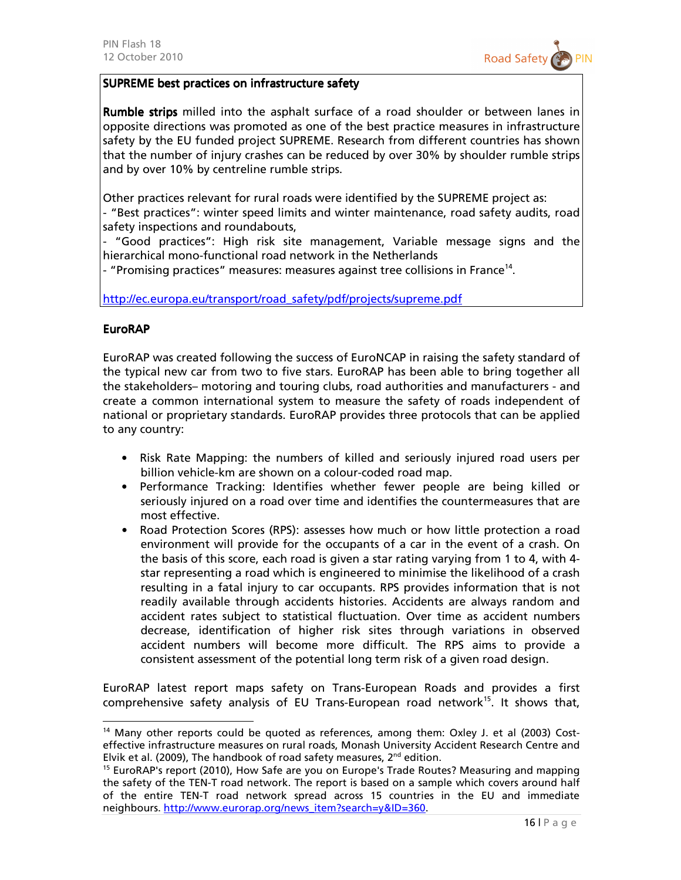**SUPREME best practices on infrastructure safety**

**Rumble strips** milled into the asphalt surface of a road shoulder or between lanes in opposite directions was promoted as one of the best practice measures in infrastructure safety by the EU funded project SUPREME. Research from different countries has shown that the number of injury crashes can be reduced by over 30% by shoulder rumble strips and by over 10% by centreline rumble strips.

Other practices relevant for rural roads were identified by the SUPREME project as:
- "Best practices": winter speed limits and winter maintenance, road safety audits, road safety inspections and roundabouts,
- "Good practices": High risk site management, Variable message signs and the hierarchical mono-functional road network in the Netherlands
- "Promising practices" measures: measures against tree collisions in France[14].

http://ec.europa.eu/transport/road_safety/pdf/projects/supreme.pdf

**EuroRAP**

EuroRAP was created following the success of EuroNCAP in raising the safety standard of the typical new car from two to five stars. EuroRAP has been able to bring together all the stakeholders– motoring and touring clubs, road authorities and manufacturers - and create a common international system to measure the safety of roads independent of national or proprietary standards. EuroRAP provides three protocols that can be applied to any country:

- Risk Rate Mapping: the numbers of killed and seriously injured road users per billion vehicle-km are shown on a colour-coded road map.
- Performance Tracking: Identifies whether fewer people are being killed or seriously injured on a road over time and identifies the countermeasures that are most effective.
- Road Protection Scores (RPS): assesses how much or how little protection a road environment will provide for the occupants of a car in the event of a crash. On the basis of this score, each road is given a star rating varying from 1 to 4, with 4-star representing a road which is engineered to minimise the likelihood of a crash resulting in a fatal injury to car occupants. RPS provides information that is not readily available through accidents histories. Accidents are always random and accident rates subject to statistical fluctuation. Over time as accident numbers decrease, identification of higher risk sites through variations in observed accident numbers will become more difficult. The RPS aims to provide a consistent assessment of the potential long term risk of a given road design.

EuroRAP latest report maps safety on Trans-European Roads and provides a first comprehensive safety analysis of EU Trans-European road network[15]. It shows that,

---

[14] Many other reports could be quoted as references, among them: Oxley J. et al (2003) Cost-effective infrastructure measures on rural roads, Monash University Accident Research Centre and Elvik et al. (2009), The handbook of road safety measures, 2nd edition.

[15] EuroRAP's report (2010), How Safe are you on Europe's Trade Routes? Measuring and mapping the safety of the TEN-T road network. The report is based on a sample which covers around half of the entire TEN-T road network spread across 15 countries in the EU and immediate neighbours. http://www.eurorap.org/news_item?search=y&ID=360.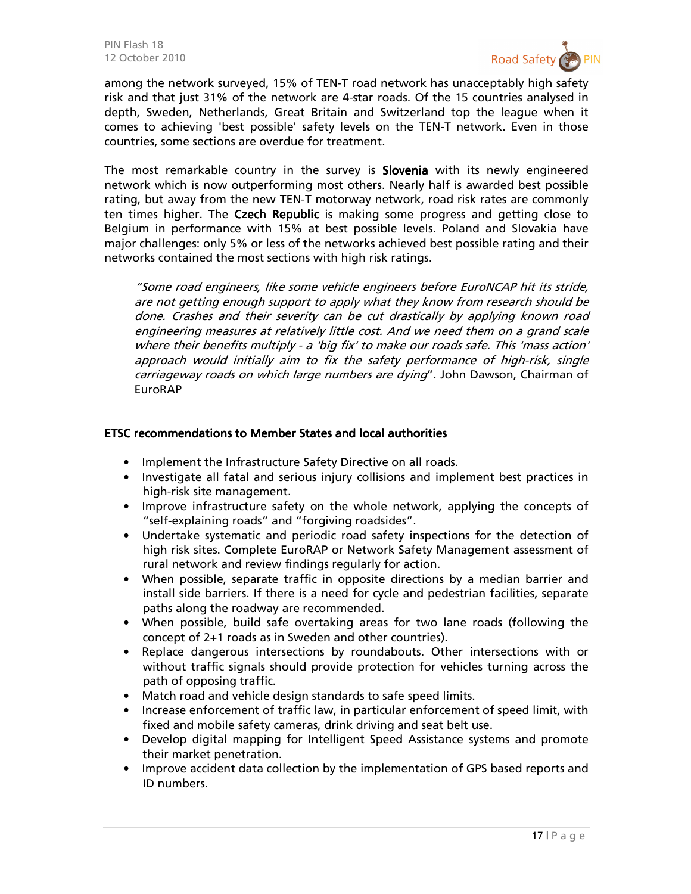among the network surveyed, 15% of TEN-T road network has unacceptably high safety risk and that just 31% of the network are 4-star roads. Of the 15 countries analysed in depth, Sweden, Netherlands, Great Britain and Switzerland top the league when it comes to achieving 'best possible' safety levels on the TEN-T network. Even in those countries, some sections are overdue for treatment.

The most remarkable country in the survey is **Slovenia** with its newly engineered network which is now outperforming most others. Nearly half is awarded best possible rating, but away from the new TEN-T motorway network, road risk rates are commonly ten times higher. The **Czech Republic** is making some progress and getting close to Belgium in performance with 15% at best possible levels. Poland and Slovakia have major challenges: only 5% or less of the networks achieved best possible rating and their networks contained the most sections with high risk ratings.

> *"Some road engineers, like some vehicle engineers before EuroNCAP hit its stride, are not getting enough support to apply what they know from research should be done. Crashes and their severity can be cut drastically by applying known road engineering measures at relatively little cost. And we need them on a grand scale where their benefits multiply - a 'big fix' to make our roads safe. This 'mass action' approach would initially aim to fix the safety performance of high-risk, single carriageway roads on which large numbers are dying*". John Dawson, Chairman of EuroRAP

### ETSC recommendations to Member States and local authorities

- Implement the Infrastructure Safety Directive on all roads.
- Investigate all fatal and serious injury collisions and implement best practices in high-risk site management.
- Improve infrastructure safety on the whole network, applying the concepts of "self-explaining roads" and "forgiving roadsides".
- Undertake systematic and periodic road safety inspections for the detection of high risk sites. Complete EuroRAP or Network Safety Management assessment of rural network and review findings regularly for action.
- When possible, separate traffic in opposite directions by a median barrier and install side barriers. If there is a need for cycle and pedestrian facilities, separate paths along the roadway are recommended.
- When possible, build safe overtaking areas for two lane roads (following the concept of 2+1 roads as in Sweden and other countries).
- Replace dangerous intersections by roundabouts. Other intersections with or without traffic signals should provide protection for vehicles turning across the path of opposing traffic.
- Match road and vehicle design standards to safe speed limits.
- Increase enforcement of traffic law, in particular enforcement of speed limit, with fixed and mobile safety cameras, drink driving and seat belt use.
- Develop digital mapping for Intelligent Speed Assistance systems and promote their market penetration.
- Improve accident data collection by the implementation of GPS based reports and ID numbers.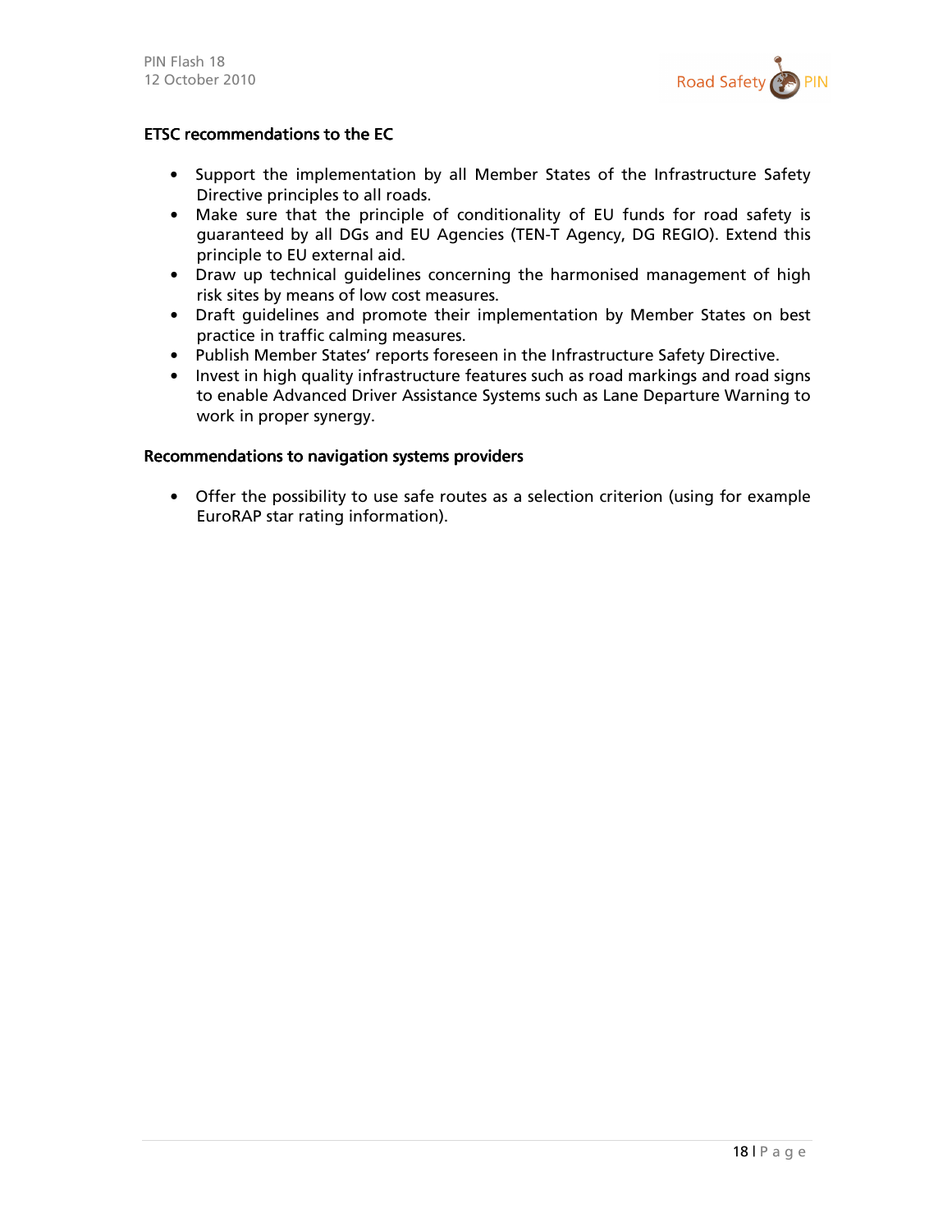### ETSC recommendations to the EC

- Support the implementation by all Member States of the Infrastructure Safety Directive principles to all roads.
- Make sure that the principle of conditionality of EU funds for road safety is guaranteed by all DGs and EU Agencies (TEN-T Agency, DG REGIO). Extend this principle to EU external aid.
- Draw up technical guidelines concerning the harmonised management of high risk sites by means of low cost measures.
- Draft guidelines and promote their implementation by Member States on best practice in traffic calming measures.
- Publish Member States' reports foreseen in the Infrastructure Safety Directive.
- Invest in high quality infrastructure features such as road markings and road signs to enable Advanced Driver Assistance Systems such as Lane Departure Warning to work in proper synergy.

### Recommendations to navigation systems providers

- Offer the possibility to use safe routes as a selection criterion (using for example EuroRAP star rating information).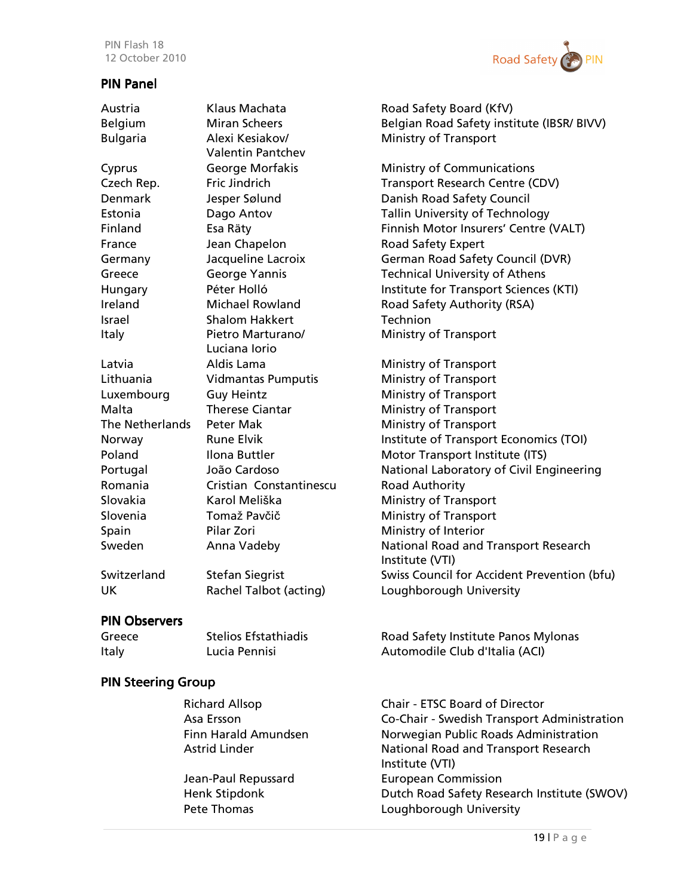## PIN Panel

| | | |
|---|---|---|
| Austria | Klaus Machata | Road Safety Board (KfV) |
| Belgium | Miran Scheers | Belgian Road Safety institute (IBSR/ BIVV) |
| Bulgaria | Alexi Kesiakov/ Valentin Pantchev | Ministry of Transport |
| Cyprus | George Morfakis | Ministry of Communications |
| Czech Rep. | Fric Jindrich | Transport Research Centre (CDV) |
| Denmark | Jesper Sølund | Danish Road Safety Council |
| Estonia | Dago Antov | Tallin University of Technology |
| Finland | Esa Räty | Finnish Motor Insurers' Centre (VALT) |
| France | Jean Chapelon | Road Safety Expert |
| Germany | Jacqueline Lacroix | German Road Safety Council (DVR) |
| Greece | George Yannis | Technical University of Athens |
| Hungary | Péter Holló | Institute for Transport Sciences (KTI) |
| Ireland | Michael Rowland | Road Safety Authority (RSA) |
| Israel | Shalom Hakkert | Technion |
| Italy | Pietro Marturano/ Luciana Iorio | Ministry of Transport |
| Latvia | Aldis Lama | Ministry of Transport |
| Lithuania | Vidmantas Pumputis | Ministry of Transport |
| Luxembourg | Guy Heintz | Ministry of Transport |
| Malta | Therese Ciantar | Ministry of Transport |
| The Netherlands | Peter Mak | Ministry of Transport |
| Norway | Rune Elvik | Institute of Transport Economics (TOI) |
| Poland | Ilona Buttler | Motor Transport Institute (ITS) |
| Portugal | João Cardoso | National Laboratory of Civil Engineering |
| Romania | Cristian Constantinescu | Road Authority |
| Slovakia | Karol Meliška | Ministry of Transport |
| Slovenia | Tomaž Pavčič | Ministry of Transport |
| Spain | Pilar Zori | Ministry of Interior |
| Sweden | Anna Vadeby | National Road and Transport Research Institute (VTI) |
| Switzerland | Stefan Siegrist | Swiss Council for Accident Prevention (bfu) |
| UK | Rachel Talbot (acting) | Loughborough University |

## PIN Observers

| | | |
|---|---|---|
| Greece | Stelios Efstathiadis | Road Safety Institute Panos Mylonas |
| Italy | Lucia Pennisi | Automodile Club d'Italia (ACI) |

## PIN Steering Group

| | |
|---|---|
| Richard Allsop | Chair - ETSC Board of Director |
| Asa Ersson | Co-Chair - Swedish Transport Administration |
| Finn Harald Amundsen | Norwegian Public Roads Administration |
| Astrid Linder | National Road and Transport Research Institute (VTI) |
| Jean-Paul Repussard | European Commission |
| Henk Stipdonk | Dutch Road Safety Research Institute (SWOV) |
| Pete Thomas | Loughborough University |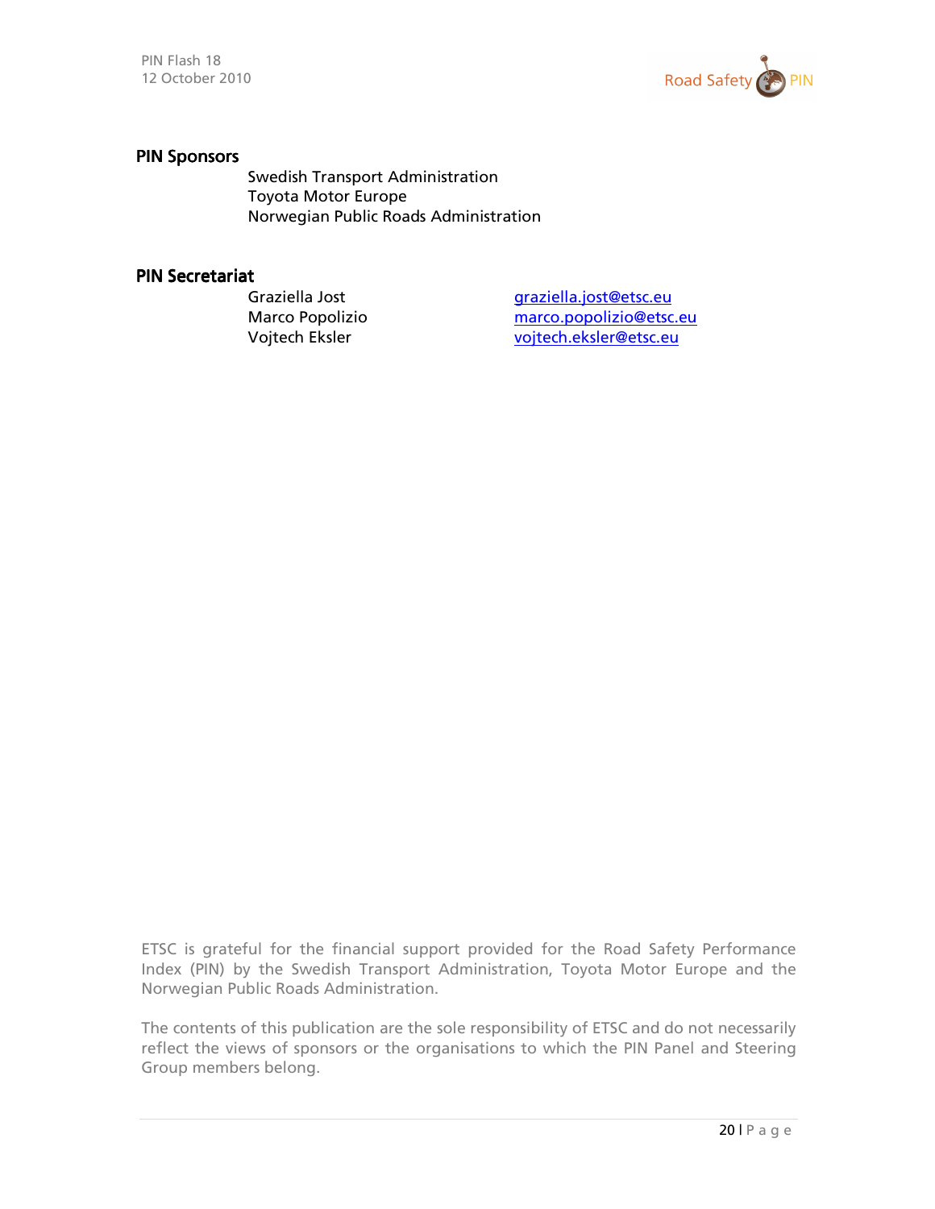## PIN Sponsors

Swedish Transport Administration
Toyota Motor Europe
Norwegian Public Roads Administration

## PIN Secretariat

| | |
|---|---|
| Graziella Jost | graziella.jost@etsc.eu |
| Marco Popolizio | marco.popolizio@etsc.eu |
| Vojtech Eksler | vojtech.eksler@etsc.eu |

ETSC is grateful for the financial support provided for the Road Safety Performance Index (PIN) by the Swedish Transport Administration, Toyota Motor Europe and the Norwegian Public Roads Administration.

The contents of this publication are the sole responsibility of ETSC and do not necessarily reflect the views of sponsors or the organisations to which the PIN Panel and Steering Group members belong.